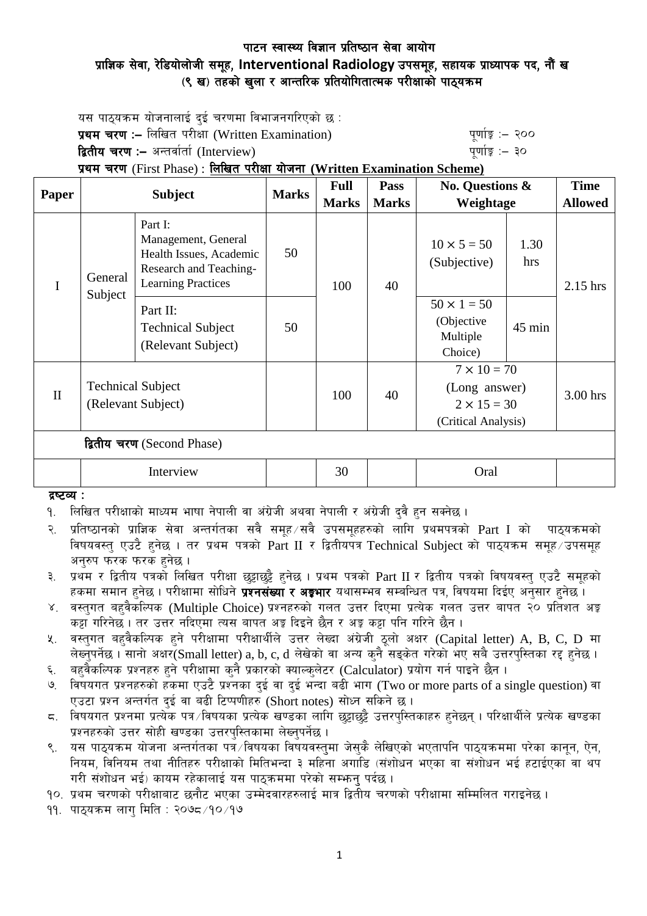# पाटन स्वास्थ्य विज्ञान प्रतिष्ठान सेवा आयोग

## प्राज्ञिक सेवा, रेडियोलोजी समूह, Interventional Radiology उपसमूह, सहायक प्राध्यापक पद, नौं ख (९ ख) तहको खुला र आन्तरिक प्रतियोगितात्मक परीक्षाको पाठ्यक्रम

यस पाठ्यक्रम योजनालाई दुई चरणमा विभाजनगरिएको छ :

**प्रथम चरण :–** लिखित परीक्षा (Written Examination) पूर्णाङ्क :– २००

**द्वितीय चरण :–** अन्तर्वार्ता (Interview) पूर्णाङ्क :– ३०

**प्रथम चरण** (First Phase) : **लिखित परीक्षा योजना (Written Examination Scheme)**

| Paper | Subject | | Marks | Full Marks | Pass Marks | No. Questions & Weightage | | Time Allowed |
|---|---|---|---|---|---|---|---|---|
| I | General Subject | Part I: Management, General Health Issues, Academic Research and Teaching-Learning Practices | 50 | 100 | 40 | 10 × 5 = 50 (Subjective) | 1.30 hrs | 2.15 hrs |
| | | Part II: Technical Subject (Relevant Subject) | 50 | | | 50 × 1 = 50 (Objective Multiple Choice) | 45 min | |
| II | Technical Subject (Relevant Subject) | | | 100 | 40 | 7 × 10 = 70 (Long answer) 2 × 15 = 30 (Critical Analysis) | | 3.00 hrs |
| **द्वितीय चरण** (Second Phase) | | | | | | | | |
| | Interview | | | 30 | | Oral | | |

**द्रष्टव्य :**

१. लिखित परीक्षाको माध्यम भाषा नेपाली वा अंग्रेजी अथवा नेपाली र अंग्रेजी दुवै हुन सक्नेछ ।

२. प्रतिष्ठानको प्राज्ञिक सेवा अन्तर्गतका सवै समूह/सवै उपसमूहहरुको लागि प्रथमपत्रको Part I को पाठ्यक्रमको विषयवस्तु एउटै हुनेछ । तर प्रथम पत्रको Part II र द्वितीयपत्र Technical Subject को पाठ्यक्रम समूह/उपसमूह अनुरुप फरक फरक हुनेछ ।

३. प्रथम र द्वितीय पत्रको लिखित परीक्षा छुट्टाछुट्टै हुनेछ । प्रथम पत्रको Part II र द्वितीय पत्रको विषयवस्तु एउटै समूहको हकमा समान हुनेछ । परीक्षामा सोधिने **प्रश्नसंख्या र अङ्कभार** यथासम्भव सम्बन्धित पत्र, विषयमा दिईए अनुसार हुनेछ ।

४. वस्तुगत बहुवैकल्पिक (Multiple Choice) प्रश्नहरुको गलत उत्तर दिएमा प्रत्येक गलत उत्तर बापत २० प्रतिशत अङ्क कट्टा गरिनेछ । तर उत्तर नदिएमा त्यस बापत अङ्क दिइने छैन र अङ्क कट्टा पनि गरिने छैन ।

५. वस्तुगत बहुवैकल्पिक हुने परीक्षामा परीक्षार्थीले उत्तर लेख्दा अंग्रेजी ठूलो अक्षर (Capital letter) A, B, C, D मा लेख्नुपर्नेछ । सानो अक्षर(Small letter) a, b, c, d लेखेको वा अन्य कुनै सङ्केत गरेको भए सबै उत्तरपुस्तिका रद्द हुनेछ ।

६. बहुवैकल्पिक प्रश्नहरु हुने परीक्षामा कुनै प्रकारको क्याल्कुलेटर (Calculator) प्रयोग गर्न पाइने छैन ।

७. विषयगत प्रश्नहरुको हकमा एउटै प्रश्नका दुई वा दुई भन्दा बढी भाग (Two or more parts of a single question) वा एउटा प्रश्न अन्तर्गत दुई वा बढी टिप्पणीहरु (Short notes) सोध्न सकिने छ ।

८. विषयगत प्रश्नमा प्रत्येक पत्र/विषयका प्रत्येक खण्डका लागि छुट्टाछुट्टै उत्तरपुस्तिकाहरु हुनेछन् । परिक्षार्थीले प्रत्येक खण्डका प्रश्नहरुको उत्तर सोही खण्डका उत्तरपुस्तिकामा लेख्नुपर्नेछ ।

९. यस पाठ्यक्रम योजना अन्तर्गतका पत्र/विषयका विषयवस्तुमा जेसुकै लेखिएको भएतापनि पाठ्यक्रममा परेका कानून, ऐन, नियम, विनियम तथा नीतिहरु परीक्षाको मितिभन्दा ३ महिना अगाडि (संशोधन भएका वा संशोधन भई हटाईएका वा थप गरी संशोधन भई) कायम रहेकालाई यस पाठ्क्रममा परेको सम्झनु पर्दछ ।

१०. प्रथम चरणको परीक्षाबाट छनौट भएका उम्मेदवारहरुलाई मात्र द्वितीय चरणको परीक्षामा सम्मिलित गराइनेछ ।

११. पाठ्यक्रम लागु मिति : २०७८/१०/१७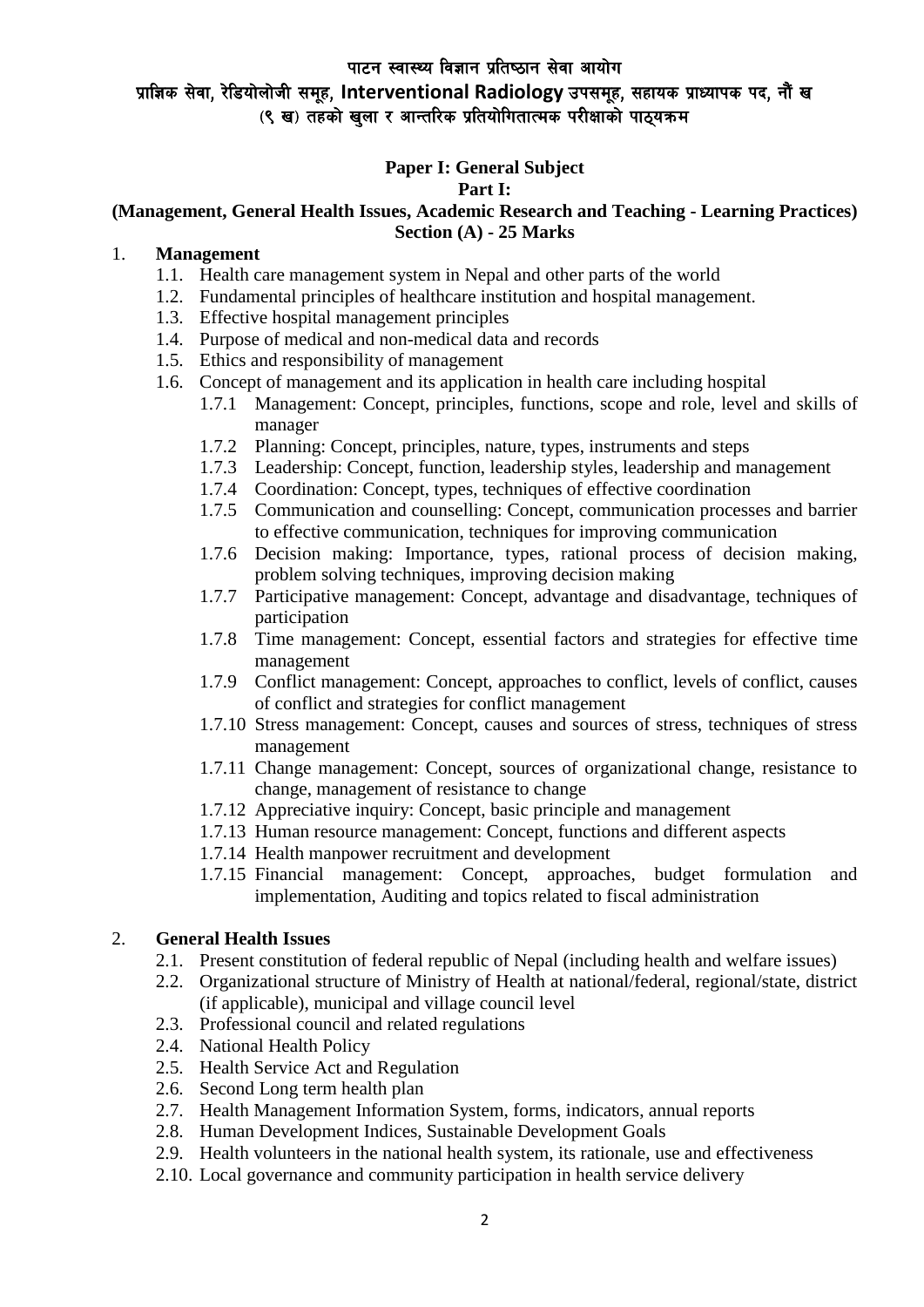पाटन स्वास्थ्य विज्ञान प्रतिष्ठान सेवा आयोग
प्राज्ञिक सेवा, रेडियोलोजी समूह, **Interventional Radiology** उपसमूह, सहायक प्राध्यापक पद, नौं ख
(९ ख) तहको खुला र आन्तरिक प्रतियोगितात्मक परीक्षाको पाठ्यक्रम

## Paper I: General Subject

### Part I:

### (Management, General Health Issues, Academic Research and Teaching - Learning Practices)

### Section (A) - 25 Marks

1. **Management**
   - 1.1. Health care management system in Nepal and other parts of the world
   - 1.2. Fundamental principles of healthcare institution and hospital management.
   - 1.3. Effective hospital management principles
   - 1.4. Purpose of medical and non-medical data and records
   - 1.5. Ethics and responsibility of management
   - 1.6. Concept of management and its application in health care including hospital
     - 1.7.1 Management: Concept, principles, functions, scope and role, level and skills of manager
     - 1.7.2 Planning: Concept, principles, nature, types, instruments and steps
     - 1.7.3 Leadership: Concept, function, leadership styles, leadership and management
     - 1.7.4 Coordination: Concept, types, techniques of effective coordination
     - 1.7.5 Communication and counselling: Concept, communication processes and barrier to effective communication, techniques for improving communication
     - 1.7.6 Decision making: Importance, types, rational process of decision making, problem solving techniques, improving decision making
     - 1.7.7 Participative management: Concept, advantage and disadvantage, techniques of participation
     - 1.7.8 Time management: Concept, essential factors and strategies for effective time management
     - 1.7.9 Conflict management: Concept, approaches to conflict, levels of conflict, causes of conflict and strategies for conflict management
     - 1.7.10 Stress management: Concept, causes and sources of stress, techniques of stress management
     - 1.7.11 Change management: Concept, sources of organizational change, resistance to change, management of resistance to change
     - 1.7.12 Appreciative inquiry: Concept, basic principle and management
     - 1.7.13 Human resource management: Concept, functions and different aspects
     - 1.7.14 Health manpower recruitment and development
     - 1.7.15 Financial management: Concept, approaches, budget formulation and implementation, Auditing and topics related to fiscal administration

2. **General Health Issues**
   - 2.1. Present constitution of federal republic of Nepal (including health and welfare issues)
   - 2.2. Organizational structure of Ministry of Health at national/federal, regional/state, district (if applicable), municipal and village council level
   - 2.3. Professional council and related regulations
   - 2.4. National Health Policy
   - 2.5. Health Service Act and Regulation
   - 2.6. Second Long term health plan
   - 2.7. Health Management Information System, forms, indicators, annual reports
   - 2.8. Human Development Indices, Sustainable Development Goals
   - 2.9. Health volunteers in the national health system, its rationale, use and effectiveness
   - 2.10. Local governance and community participation in health service delivery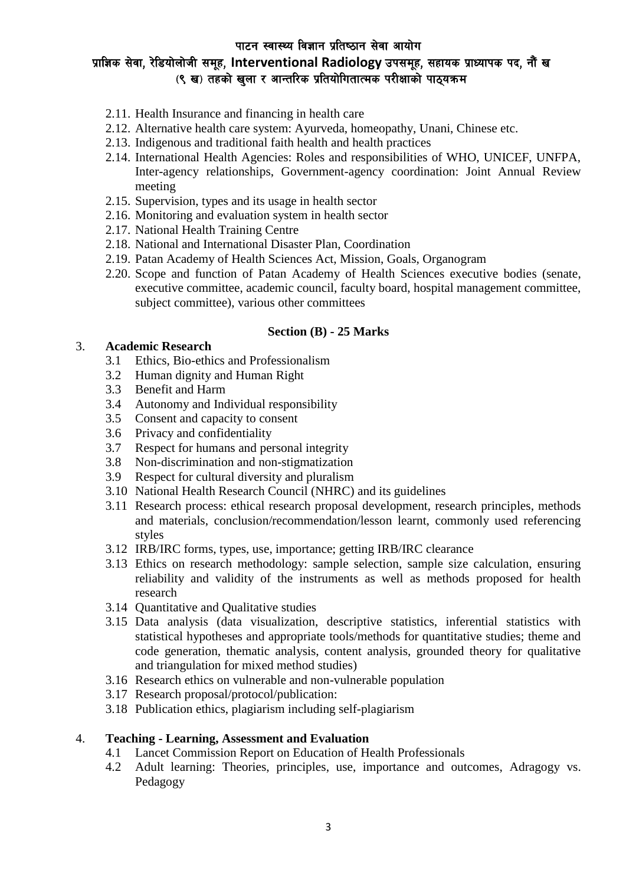2.11. Health Insurance and financing in health care
2.12. Alternative health care system: Ayurveda, homeopathy, Unani, Chinese etc.
2.13. Indigenous and traditional faith health and health practices
2.14. International Health Agencies: Roles and responsibilities of WHO, UNICEF, UNFPA, Inter-agency relationships, Government-agency coordination: Joint Annual Review meeting
2.15. Supervision, types and its usage in health sector
2.16. Monitoring and evaluation system in health sector
2.17. National Health Training Centre
2.18. National and International Disaster Plan, Coordination
2.19. Patan Academy of Health Sciences Act, Mission, Goals, Organogram
2.20. Scope and function of Patan Academy of Health Sciences executive bodies (senate, executive committee, academic council, faculty board, hospital management committee, subject committee), various other committees

**Section (B) - 25 Marks**

3. **Academic Research**
   3.1 Ethics, Bio-ethics and Professionalism
   3.2 Human dignity and Human Right
   3.3 Benefit and Harm
   3.4 Autonomy and Individual responsibility
   3.5 Consent and capacity to consent
   3.6 Privacy and confidentiality
   3.7 Respect for humans and personal integrity
   3.8 Non-discrimination and non-stigmatization
   3.9 Respect for cultural diversity and pluralism
   3.10 National Health Research Council (NHRC) and its guidelines
   3.11 Research process: ethical research proposal development, research principles, methods and materials, conclusion/recommendation/lesson learnt, commonly used referencing styles
   3.12 IRB/IRC forms, types, use, importance; getting IRB/IRC clearance
   3.13 Ethics on research methodology: sample selection, sample size calculation, ensuring reliability and validity of the instruments as well as methods proposed for health research
   3.14 Quantitative and Qualitative studies
   3.15 Data analysis (data visualization, descriptive statistics, inferential statistics with statistical hypotheses and appropriate tools/methods for quantitative studies; theme and code generation, thematic analysis, content analysis, grounded theory for qualitative and triangulation for mixed method studies)
   3.16 Research ethics on vulnerable and non-vulnerable population
   3.17 Research proposal/protocol/publication:
   3.18 Publication ethics, plagiarism including self-plagiarism

4. **Teaching - Learning, Assessment and Evaluation**
   4.1 Lancet Commission Report on Education of Health Professionals
   4.2 Adult learning: Theories, principles, use, importance and outcomes, Adragogy vs. Pedagogy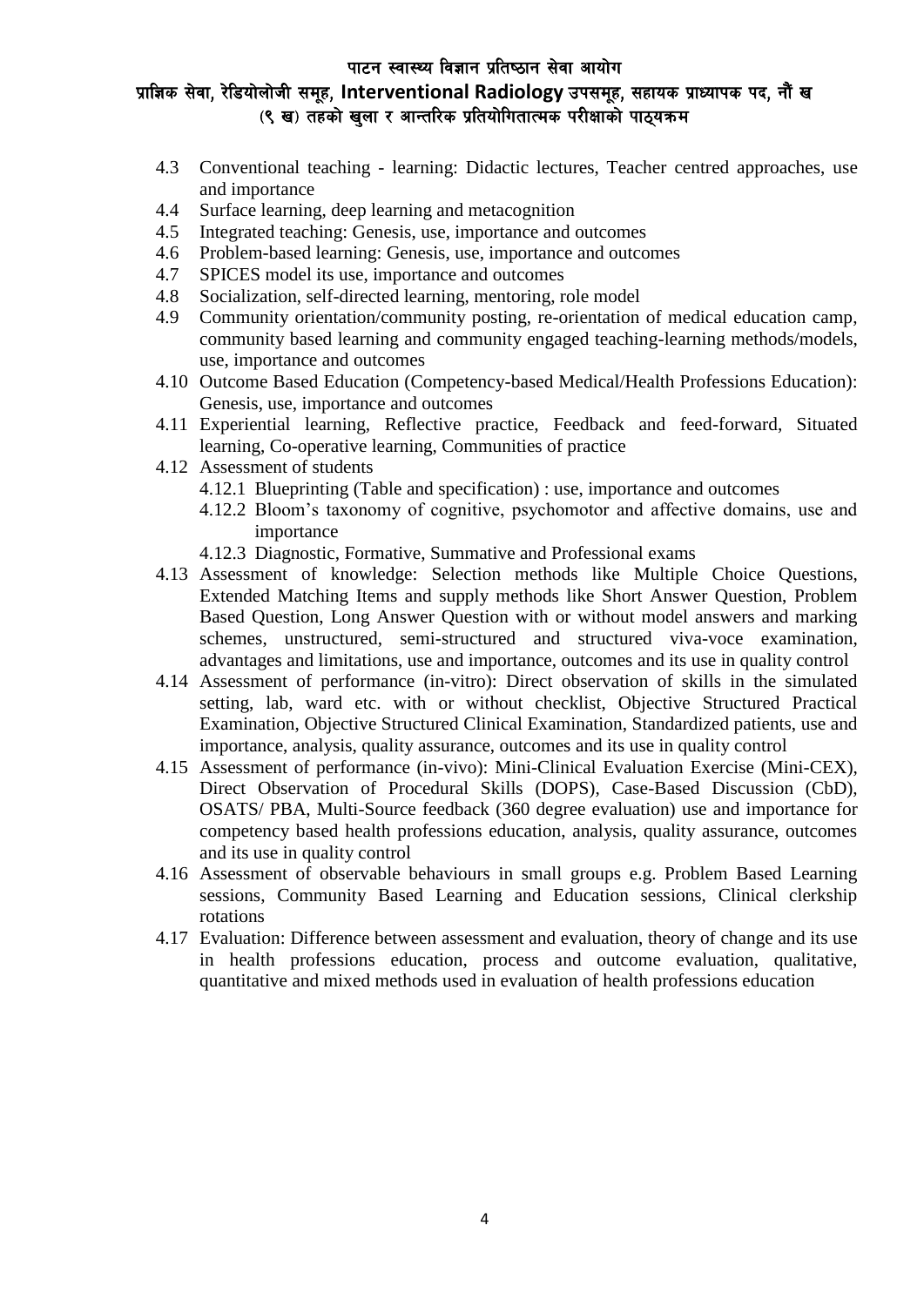4.3 Conventional teaching - learning: Didactic lectures, Teacher centred approaches, use and importance

4.4 Surface learning, deep learning and metacognition

4.5 Integrated teaching: Genesis, use, importance and outcomes

4.6 Problem-based learning: Genesis, use, importance and outcomes

4.7 SPICES model its use, importance and outcomes

4.8 Socialization, self-directed learning, mentoring, role model

4.9 Community orientation/community posting, re-orientation of medical education camp, community based learning and community engaged teaching-learning methods/models, use, importance and outcomes

4.10 Outcome Based Education (Competency-based Medical/Health Professions Education): Genesis, use, importance and outcomes

4.11 Experiential learning, Reflective practice, Feedback and feed-forward, Situated learning, Co-operative learning, Communities of practice

4.12 Assessment of students

   4.12.1 Blueprinting (Table and specification) : use, importance and outcomes

   4.12.2 Bloom's taxonomy of cognitive, psychomotor and affective domains, use and importance

   4.12.3 Diagnostic, Formative, Summative and Professional exams

4.13 Assessment of knowledge: Selection methods like Multiple Choice Questions, Extended Matching Items and supply methods like Short Answer Question, Problem Based Question, Long Answer Question with or without model answers and marking schemes, unstructured, semi-structured and structured viva-voce examination, advantages and limitations, use and importance, outcomes and its use in quality control

4.14 Assessment of performance (in-vitro): Direct observation of skills in the simulated setting, lab, ward etc. with or without checklist, Objective Structured Practical Examination, Objective Structured Clinical Examination, Standardized patients, use and importance, analysis, quality assurance, outcomes and its use in quality control

4.15 Assessment of performance (in-vivo): Mini-Clinical Evaluation Exercise (Mini-CEX), Direct Observation of Procedural Skills (DOPS), Case-Based Discussion (CbD), OSATS/ PBA, Multi-Source feedback (360 degree evaluation) use and importance for competency based health professions education, analysis, quality assurance, outcomes and its use in quality control

4.16 Assessment of observable behaviours in small groups e.g. Problem Based Learning sessions, Community Based Learning and Education sessions, Clinical clerkship rotations

4.17 Evaluation: Difference between assessment and evaluation, theory of change and its use in health professions education, process and outcome evaluation, qualitative, quantitative and mixed methods used in evaluation of health professions education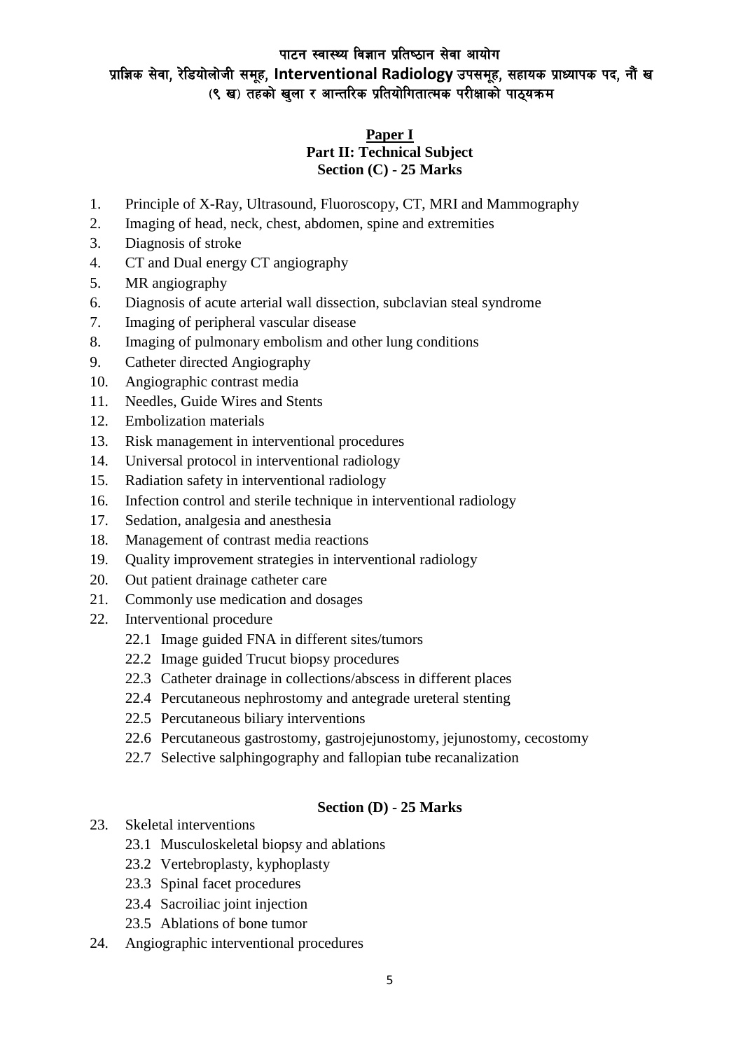**Paper I**
**Part II: Technical Subject**
**Section (C) - 25 Marks**

1. Principle of X-Ray, Ultrasound, Fluoroscopy, CT, MRI and Mammography
2. Imaging of head, neck, chest, abdomen, spine and extremities
3. Diagnosis of stroke
4. CT and Dual energy CT angiography
5. MR angiography
6. Diagnosis of acute arterial wall dissection, subclavian steal syndrome
7. Imaging of peripheral vascular disease
8. Imaging of pulmonary embolism and other lung conditions
9. Catheter directed Angiography
10. Angiographic contrast media
11. Needles, Guide Wires and Stents
12. Embolization materials
13. Risk management in interventional procedures
14. Universal protocol in interventional radiology
15. Radiation safety in interventional radiology
16. Infection control and sterile technique in interventional radiology
17. Sedation, analgesia and anesthesia
18. Management of contrast media reactions
19. Quality improvement strategies in interventional radiology
20. Out patient drainage catheter care
21. Commonly use medication and dosages
22. Interventional procedure
    - 22.1 Image guided FNA in different sites/tumors
    - 22.2 Image guided Trucut biopsy procedures
    - 22.3 Catheter drainage in collections/abscess in different places
    - 22.4 Percutaneous nephrostomy and antegrade ureteral stenting
    - 22.5 Percutaneous biliary interventions
    - 22.6 Percutaneous gastrostomy, gastrojejunostomy, jejunostomy, cecostomy
    - 22.7 Selective salphingography and fallopian tube recanalization

**Section (D) - 25 Marks**

23. Skeletal interventions
    - 23.1 Musculoskeletal biopsy and ablations
    - 23.2 Vertebroplasty, kyphoplasty
    - 23.3 Spinal facet procedures
    - 23.4 Sacroiliac joint injection
    - 23.5 Ablations of bone tumor
24. Angiographic interventional procedures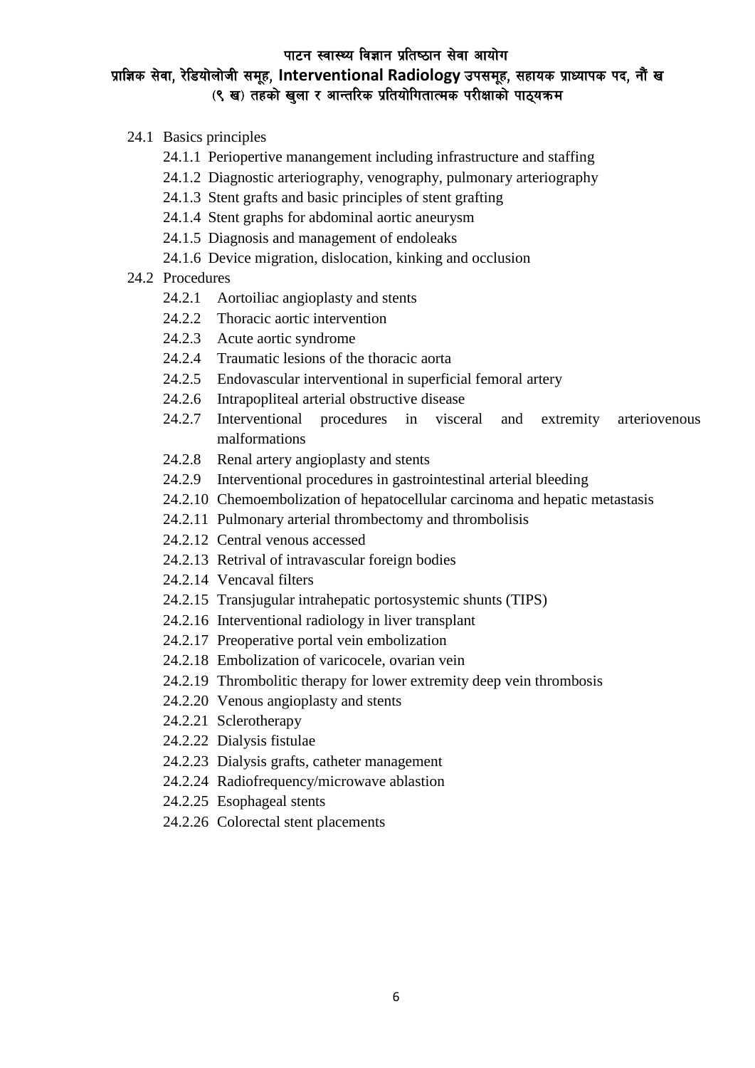- 24.1 Basics principles
  - 24.1.1 Periopertive manangement including infrastructure and staffing
  - 24.1.2 Diagnostic arteriography, venography, pulmonary arteriography
  - 24.1.3 Stent grafts and basic principles of stent grafting
  - 24.1.4 Stent graphs for abdominal aortic aneurysm
  - 24.1.5 Diagnosis and management of endoleaks
  - 24.1.6 Device migration, dislocation, kinking and occlusion
- 24.2 Procedures
  - 24.2.1 Aortoiliac angioplasty and stents
  - 24.2.2 Thoracic aortic intervention
  - 24.2.3 Acute aortic syndrome
  - 24.2.4 Traumatic lesions of the thoracic aorta
  - 24.2.5 Endovascular interventional in superficial femoral artery
  - 24.2.6 Intrapopliteal arterial obstructive disease
  - 24.2.7 Interventional procedures in visceral and extremity arteriovenous malformations
  - 24.2.8 Renal artery angioplasty and stents
  - 24.2.9 Interventional procedures in gastrointestinal arterial bleeding
  - 24.2.10 Chemoembolization of hepatocellular carcinoma and hepatic metastasis
  - 24.2.11 Pulmonary arterial thrombectomy and thrombolisis
  - 24.2.12 Central venous accessed
  - 24.2.13 Retrival of intravascular foreign bodies
  - 24.2.14 Vencaval filters
  - 24.2.15 Transjugular intrahepatic portosystemic shunts (TIPS)
  - 24.2.16 Interventional radiology in liver transplant
  - 24.2.17 Preoperative portal vein embolization
  - 24.2.18 Embolization of varicocele, ovarian vein
  - 24.2.19 Thrombolitic therapy for lower extremity deep vein thrombosis
  - 24.2.20 Venous angioplasty and stents
  - 24.2.21 Sclerotherapy
  - 24.2.22 Dialysis fistulae
  - 24.2.23 Dialysis grafts, catheter management
  - 24.2.24 Radiofrequency/microwave ablastion
  - 24.2.25 Esophageal stents
  - 24.2.26 Colorectal stent placements